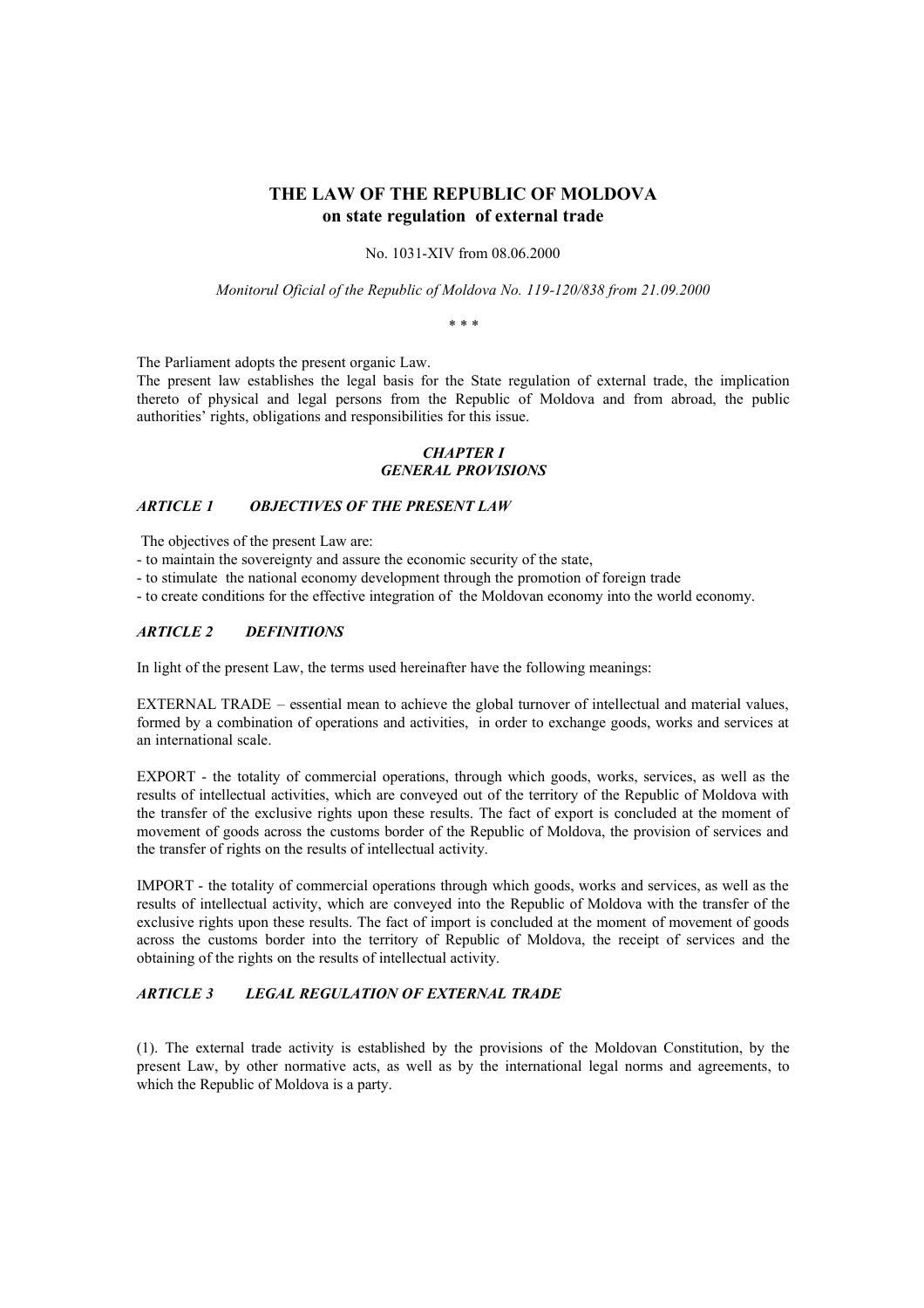# THE LAW OF THE REPUBLIC OF MOLDOVA
## on state regulation of external trade

No. 1031-XIV from 08.06.2000

*Monitorul Oficial of the Republic of Moldova No. 119-120/838 from 21.09.2000*

\* \* \*

The Parliament adopts the present organic Law.
The present law establishes the legal basis for the State regulation of external trade, the implication thereto of physical and legal persons from the Republic of Moldova and from abroad, the public authorities' rights, obligations and responsibilities for this issue.

### *CHAPTER I*
### *GENERAL PROVISIONS*

#### *ARTICLE 1 OBJECTIVES OF THE PRESENT LAW*

The objectives of the present Law are:
- to maintain the sovereignty and assure the economic security of the state,
- to stimulate the national economy development through the promotion of foreign trade
- to create conditions for the effective integration of the Moldovan economy into the world economy.

#### *ARTICLE 2 DEFINITIONS*

In light of the present Law, the terms used hereinafter have the following meanings:

EXTERNAL TRADE – essential mean to achieve the global turnover of intellectual and material values, formed by a combination of operations and activities, in order to exchange goods, works and services at an international scale.

EXPORT - the totality of commercial operations, through which goods, works, services, as well as the results of intellectual activities, which are conveyed out of the territory of the Republic of Moldova with the transfer of the exclusive rights upon these results. The fact of export is concluded at the moment of movement of goods across the customs border of the Republic of Moldova, the provision of services and the transfer of rights on the results of intellectual activity.

IMPORT - the totality of commercial operations through which goods, works and services, as well as the results of intellectual activity, which are conveyed into the Republic of Moldova with the transfer of the exclusive rights upon these results. The fact of import is concluded at the moment of movement of goods across the customs border into the territory of Republic of Moldova, the receipt of services and the obtaining of the rights on the results of intellectual activity.

#### *ARTICLE 3 LEGAL REGULATION OF EXTERNAL TRADE*

(1). The external trade activity is established by the provisions of the Moldovan Constitution, by the present Law, by other normative acts, as well as by the international legal norms and agreements, to which the Republic of Moldova is a party.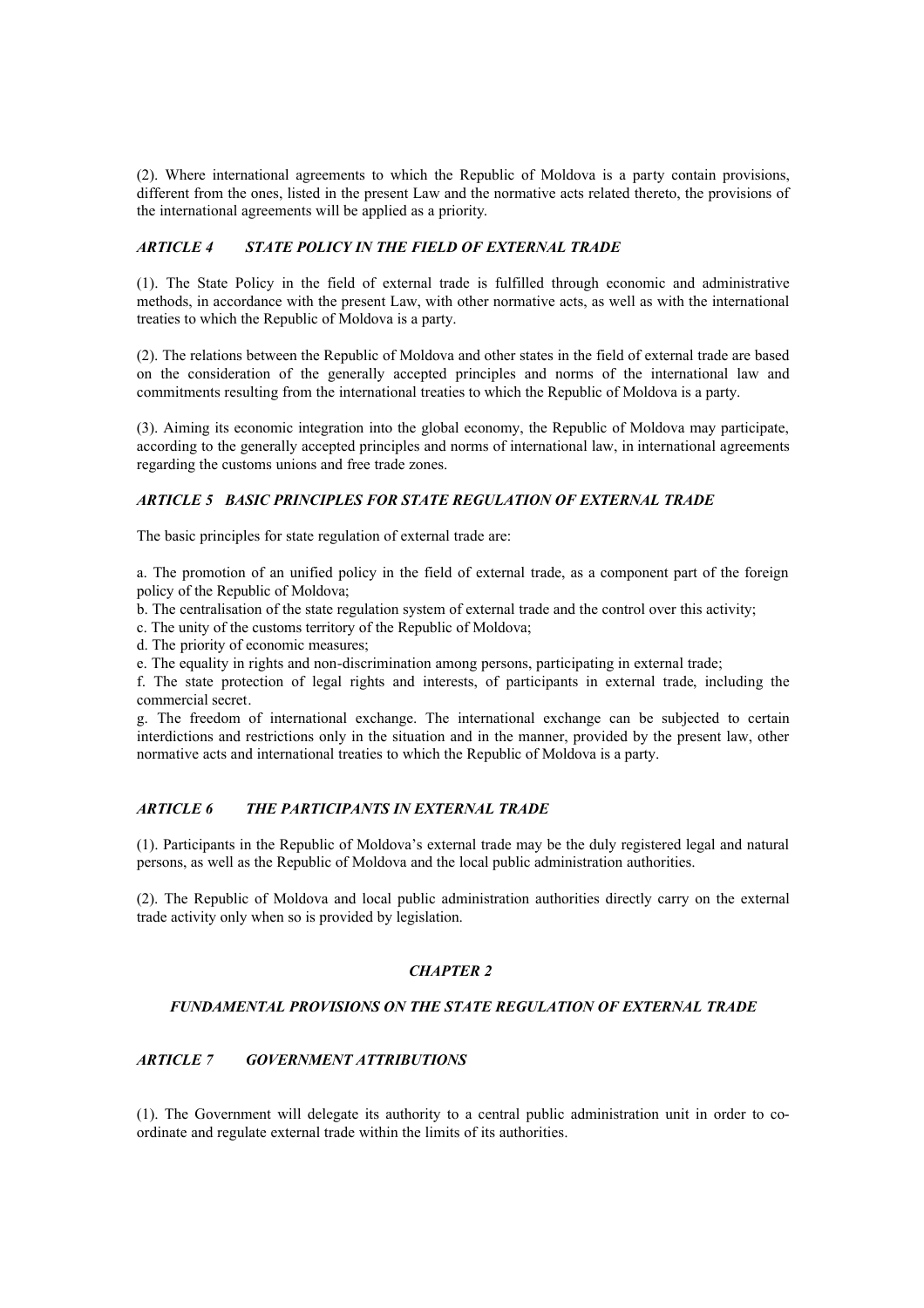(2). Where international agreements to which the Republic of Moldova is a party contain provisions, different from the ones, listed in the present Law and the normative acts related thereto, the provisions of the international agreements will be applied as a priority.

### *ARTICLE 4 STATE POLICY IN THE FIELD OF EXTERNAL TRADE*

(1). The State Policy in the field of external trade is fulfilled through economic and administrative methods, in accordance with the present Law, with other normative acts, as well as with the international treaties to which the Republic of Moldova is a party.

(2). The relations between the Republic of Moldova and other states in the field of external trade are based on the consideration of the generally accepted principles and norms of the international law and commitments resulting from the international treaties to which the Republic of Moldova is a party.

(3). Aiming its economic integration into the global economy, the Republic of Moldova may participate, according to the generally accepted principles and norms of international law, in international agreements regarding the customs unions and free trade zones.

### *ARTICLE 5 BASIC PRINCIPLES FOR STATE REGULATION OF EXTERNAL TRADE*

The basic principles for state regulation of external trade are:

a. The promotion of an unified policy in the field of external trade, as a component part of the foreign policy of the Republic of Moldova;
b. The centralisation of the state regulation system of external trade and the control over this activity;
c. The unity of the customs territory of the Republic of Moldova;
d. The priority of economic measures;
e. The equality in rights and non-discrimination among persons, participating in external trade;
f. The state protection of legal rights and interests, of participants in external trade, including the commercial secret.
g. The freedom of international exchange. The international exchange can be subjected to certain interdictions and restrictions only in the situation and in the manner, provided by the present law, other normative acts and international treaties to which the Republic of Moldova is a party.

### *ARTICLE 6 THE PARTICIPANTS IN EXTERNAL TRADE*

(1). Participants in the Republic of Moldova's external trade may be the duly registered legal and natural persons, as well as the Republic of Moldova and the local public administration authorities.

(2). The Republic of Moldova and local public administration authorities directly carry on the external trade activity only when so is provided by legislation.

## *CHAPTER 2*

## *FUNDAMENTAL PROVISIONS ON THE STATE REGULATION OF EXTERNAL TRADE*

### *ARTICLE 7 GOVERNMENT ATTRIBUTIONS*

(1). The Government will delegate its authority to a central public administration unit in order to co-ordinate and regulate external trade within the limits of its authorities.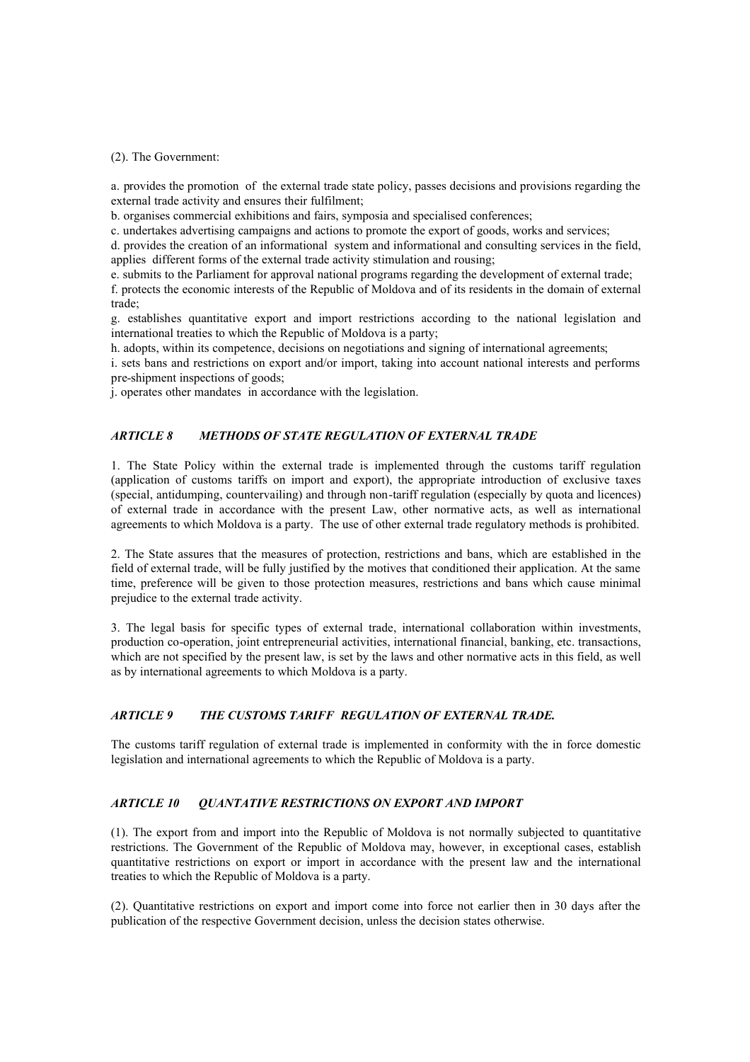(2). The Government:

a. provides the promotion of the external trade state policy, passes decisions and provisions regarding the external trade activity and ensures their fulfilment;

b. organises commercial exhibitions and fairs, symposia and specialised conferences;

c. undertakes advertising campaigns and actions to promote the export of goods, works and services;

d. provides the creation of an informational system and informational and consulting services in the field, applies different forms of the external trade activity stimulation and rousing;

e. submits to the Parliament for approval national programs regarding the development of external trade;

f. protects the economic interests of the Republic of Moldova and of its residents in the domain of external trade;

g. establishes quantitative export and import restrictions according to the national legislation and international treaties to which the Republic of Moldova is a party;

h. adopts, within its competence, decisions on negotiations and signing of international agreements;

i. sets bans and restrictions on export and/or import, taking into account national interests and performs pre-shipment inspections of goods;

j. operates other mandates in accordance with the legislation.

### *ARTICLE 8 METHODS OF STATE REGULATION OF EXTERNAL TRADE*

1. The State Policy within the external trade is implemented through the customs tariff regulation (application of customs tariffs on import and export), the appropriate introduction of exclusive taxes (special, antidumping, countervailing) and through non-tariff regulation (especially by quota and licences) of external trade in accordance with the present Law, other normative acts, as well as international agreements to which Moldova is a party. The use of other external trade regulatory methods is prohibited.

2. The State assures that the measures of protection, restrictions and bans, which are established in the field of external trade, will be fully justified by the motives that conditioned their application. At the same time, preference will be given to those protection measures, restrictions and bans which cause minimal prejudice to the external trade activity.

3. The legal basis for specific types of external trade, international collaboration within investments, production co-operation, joint entrepreneurial activities, international financial, banking, etc. transactions, which are not specified by the present law, is set by the laws and other normative acts in this field, as well as by international agreements to which Moldova is a party.

### *ARTICLE 9 THE CUSTOMS TARIFF REGULATION OF EXTERNAL TRADE.*

The customs tariff regulation of external trade is implemented in conformity with the in force domestic legislation and international agreements to which the Republic of Moldova is a party.

### *ARTICLE 10 QUANTATIVE RESTRICTIONS ON EXPORT AND IMPORT*

(1). The export from and import into the Republic of Moldova is not normally subjected to quantitative restrictions. The Government of the Republic of Moldova may, however, in exceptional cases, establish quantitative restrictions on export or import in accordance with the present law and the international treaties to which the Republic of Moldova is a party.

(2). Quantitative restrictions on export and import come into force not earlier then in 30 days after the publication of the respective Government decision, unless the decision states otherwise.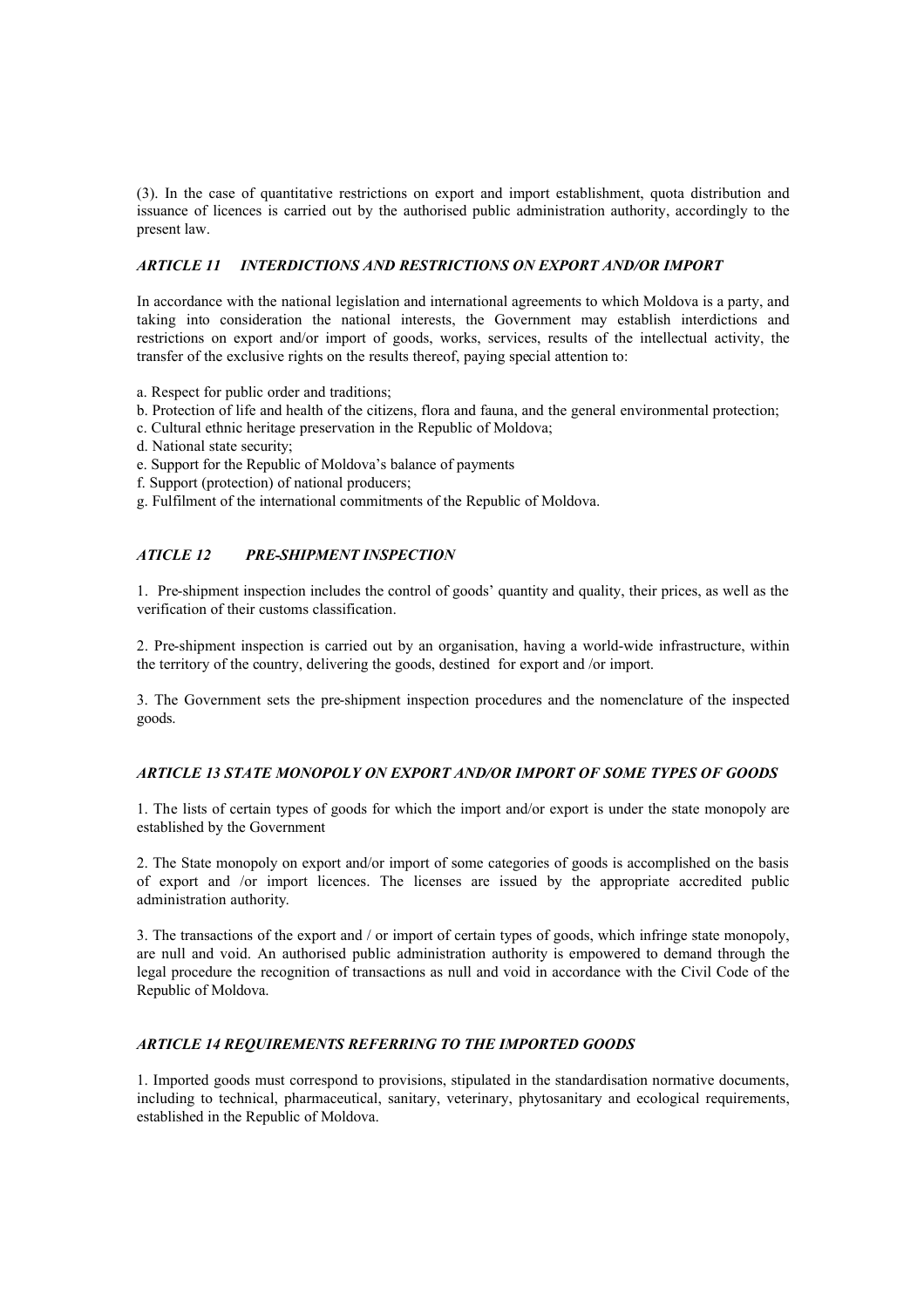(3). In the case of quantitative restrictions on export and import establishment, quota distribution and issuance of licences is carried out by the authorised public administration authority, accordingly to the present law.

### *ARTICLE 11 INTERDICTIONS AND RESTRICTIONS ON EXPORT AND/OR IMPORT*

In accordance with the national legislation and international agreements to which Moldova is a party, and taking into consideration the national interests, the Government may establish interdictions and restrictions on export and/or import of goods, works, services, results of the intellectual activity, the transfer of the exclusive rights on the results thereof, paying special attention to:

a. Respect for public order and traditions;
b. Protection of life and health of the citizens, flora and fauna, and the general environmental protection;
c. Cultural ethnic heritage preservation in the Republic of Moldova;
d. National state security;
e. Support for the Republic of Moldova's balance of payments
f. Support (protection) of national producers;
g. Fulfilment of the international commitments of the Republic of Moldova.

### *ATICLE 12 PRE-SHIPMENT INSPECTION*

1. Pre-shipment inspection includes the control of goods' quantity and quality, their prices, as well as the verification of their customs classification.

2. Pre-shipment inspection is carried out by an organisation, having a world-wide infrastructure, within the territory of the country, delivering the goods, destined for export and /or import.

3. The Government sets the pre-shipment inspection procedures and the nomenclature of the inspected goods.

### *ARTICLE 13 STATE MONOPOLY ON EXPORT AND/OR IMPORT OF SOME TYPES OF GOODS*

1. The lists of certain types of goods for which the import and/or export is under the state monopoly are established by the Government

2. The State monopoly on export and/or import of some categories of goods is accomplished on the basis of export and /or import licences. The licenses are issued by the appropriate accredited public administration authority.

3. The transactions of the export and / or import of certain types of goods, which infringe state monopoly, are null and void. An authorised public administration authority is empowered to demand through the legal procedure the recognition of transactions as null and void in accordance with the Civil Code of the Republic of Moldova.

### *ARTICLE 14 REQUIREMENTS REFERRING TO THE IMPORTED GOODS*

1. Imported goods must correspond to provisions, stipulated in the standardisation normative documents, including to technical, pharmaceutical, sanitary, veterinary, phytosanitary and ecological requirements, established in the Republic of Moldova.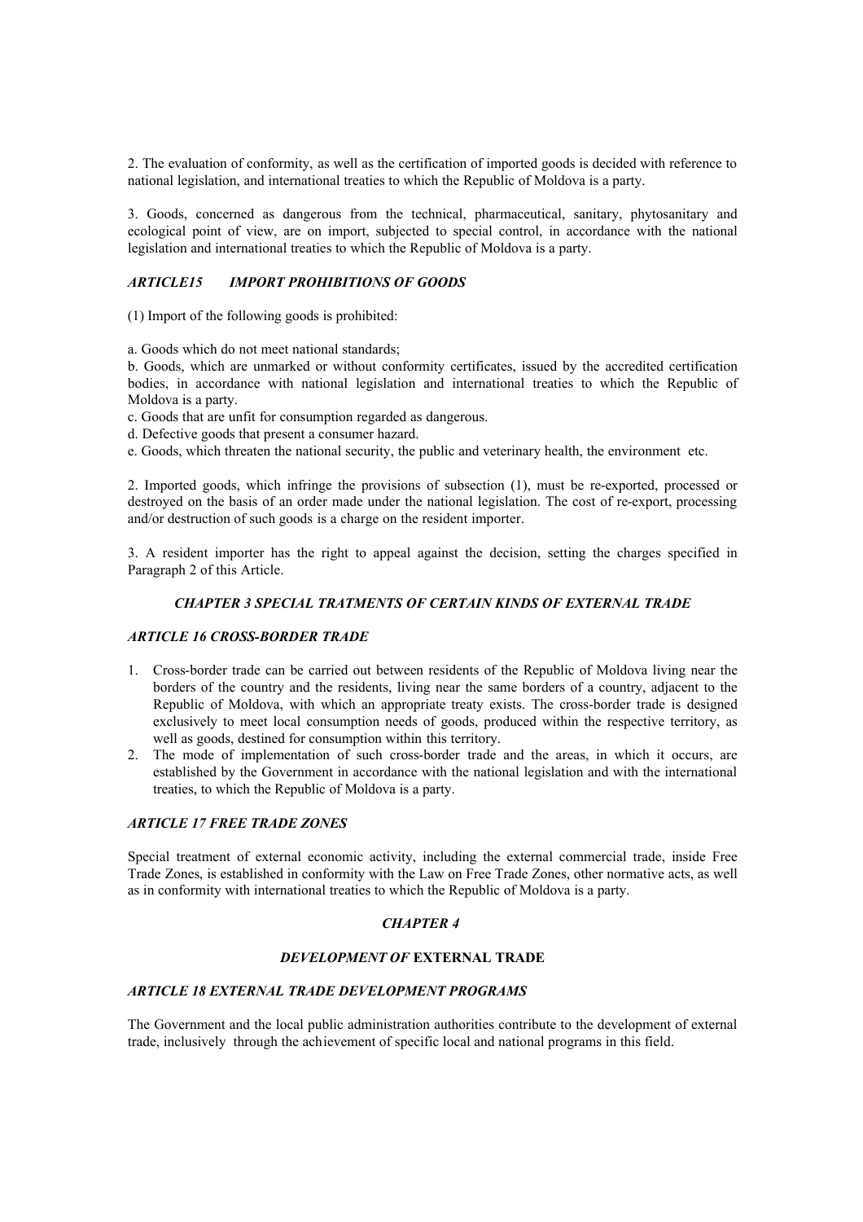2. The evaluation of conformity, as well as the certification of imported goods is decided with reference to national legislation, and international treaties to which the Republic of Moldova is a party.

3. Goods, concerned as dangerous from the technical, pharmaceutical, sanitary, phytosanitary and ecological point of view, are on import, subjected to special control, in accordance with the national legislation and international treaties to which the Republic of Moldova is a party.

### *ARTICLE15 IMPORT PROHIBITIONS OF GOODS*

(1) Import of the following goods is prohibited:

a. Goods which do not meet national standards;
b. Goods, which are unmarked or without conformity certificates, issued by the accredited certification bodies, in accordance with national legislation and international treaties to which the Republic of Moldova is a party.
c. Goods that are unfit for consumption regarded as dangerous.
d. Defective goods that present a consumer hazard.
e. Goods, which threaten the national security, the public and veterinary health, the environment etc.

2. Imported goods, which infringe the provisions of subsection (1), must be re-exported, processed or destroyed on the basis of an order made under the national legislation. The cost of re-export, processing and/or destruction of such goods is a charge on the resident importer.

3. A resident importer has the right to appeal against the decision, setting the charges specified in Paragraph 2 of this Article.

## *CHAPTER 3 SPECIAL TRATMENTS OF CERTAIN KINDS OF EXTERNAL TRADE*

### *ARTICLE 16 CROSS-BORDER TRADE*

1. Cross-border trade can be carried out between residents of the Republic of Moldova living near the borders of the country and the residents, living near the same borders of a country, adjacent to the Republic of Moldova, with which an appropriate treaty exists. The cross-border trade is designed exclusively to meet local consumption needs of goods, produced within the respective territory, as well as goods, destined for consumption within this territory.
2. The mode of implementation of such cross-border trade and the areas, in which it occurs, are established by the Government in accordance with the national legislation and with the international treaties, to which the Republic of Moldova is a party.

### *ARTICLE 17 FREE TRADE ZONES*

Special treatment of external economic activity, including the external commercial trade, inside Free Trade Zones, is established in conformity with the Law on Free Trade Zones, other normative acts, as well as in conformity with international treaties to which the Republic of Moldova is a party.

## *CHAPTER 4*

## *DEVELOPMENT OF* **EXTERNAL TRADE**

### *ARTICLE 18 EXTERNAL TRADE DEVELOPMENT PROGRAMS*

The Government and the local public administration authorities contribute to the development of external trade, inclusively through the achievement of specific local and national programs in this field.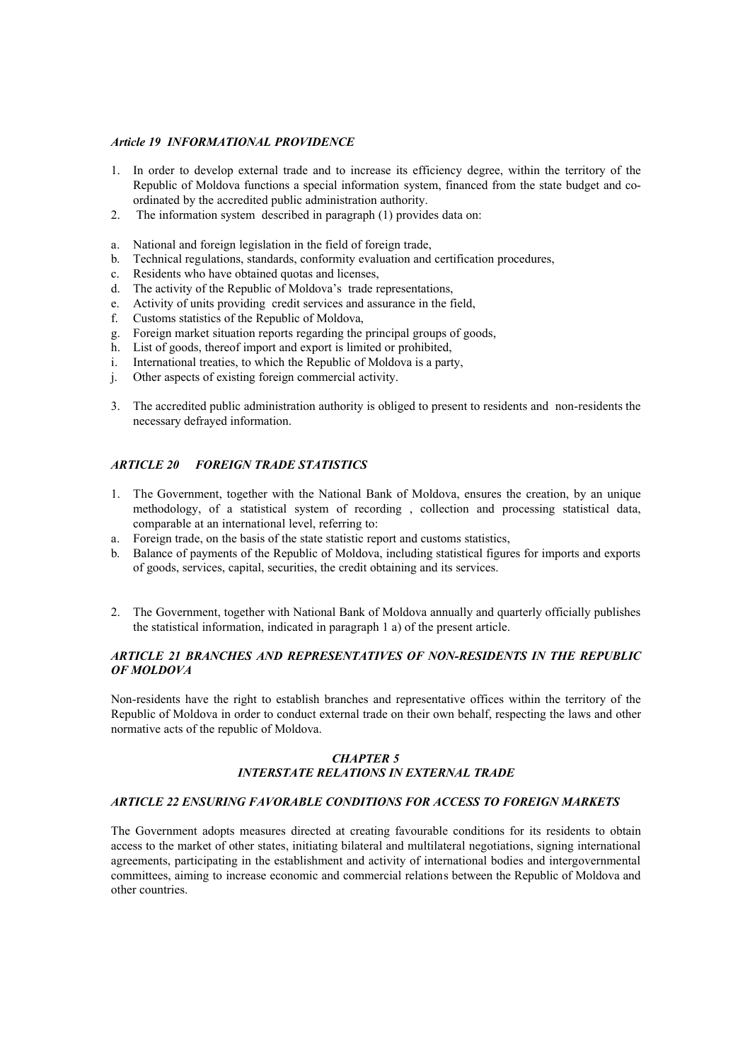### *Article 19 INFORMATIONAL PROVIDENCE*

1. In order to develop external trade and to increase its efficiency degree, within the territory of the Republic of Moldova functions a special information system, financed from the state budget and co-ordinated by the accredited public administration authority.
2. The information system described in paragraph (1) provides data on:

a. National and foreign legislation in the field of foreign trade,
b. Technical regulations, standards, conformity evaluation and certification procedures,
c. Residents who have obtained quotas and licenses,
d. The activity of the Republic of Moldova's trade representations,
e. Activity of units providing credit services and assurance in the field,
f. Customs statistics of the Republic of Moldova,
g. Foreign market situation reports regarding the principal groups of goods,
h. List of goods, thereof import and export is limited or prohibited,
i. International treaties, to which the Republic of Moldova is a party,
j. Other aspects of existing foreign commercial activity.

3. The accredited public administration authority is obliged to present to residents and non-residents the necessary defrayed information.

### *ARTICLE 20 FOREIGN TRADE STATISTICS*

1. The Government, together with the National Bank of Moldova, ensures the creation, by an unique methodology, of a statistical system of recording , collection and processing statistical data, comparable at an international level, referring to:

a. Foreign trade, on the basis of the state statistic report and customs statistics,
b. Balance of payments of the Republic of Moldova, including statistical figures for imports and exports of goods, services, capital, securities, the credit obtaining and its services.

2. The Government, together with National Bank of Moldova annually and quarterly officially publishes the statistical information, indicated in paragraph 1 a) of the present article.

### *ARTICLE 21 BRANCHES AND REPRESENTATIVES OF NON-RESIDENTS IN THE REPUBLIC OF MOLDOVA*

Non-residents have the right to establish branches and representative offices within the territory of the Republic of Moldova in order to conduct external trade on their own behalf, respecting the laws and other normative acts of the republic of Moldova.

## *CHAPTER 5*
## *INTERSTATE RELATIONS IN EXTERNAL TRADE*

### *ARTICLE 22 ENSURING FAVORABLE CONDITIONS FOR ACCESS TO FOREIGN MARKETS*

The Government adopts measures directed at creating favourable conditions for its residents to obtain access to the market of other states, initiating bilateral and multilateral negotiations, signing international agreements, participating in the establishment and activity of international bodies and intergovernmental committees, aiming to increase economic and commercial relations between the Republic of Moldova and other countries.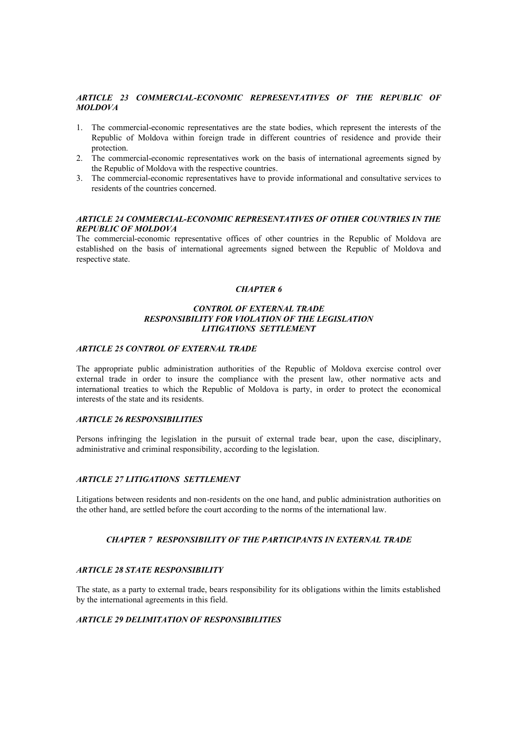### *ARTICLE 23 COMMERCIAL-ECONOMIC REPRESENTATIVES OF THE REPUBLIC OF MOLDOVA*

1. The commercial-economic representatives are the state bodies, which represent the interests of the Republic of Moldova within foreign trade in different countries of residence and provide their protection.
2. The commercial-economic representatives work on the basis of international agreements signed by the Republic of Moldova with the respective countries.
3. The commercial-economic representatives have to provide informational and consultative services to residents of the countries concerned.

### *ARTICLE 24 COMMERCIAL-ECONOMIC REPRESENTATIVES OF OTHER COUNTRIES IN THE REPUBLIC OF MOLDOVA*

The commercial-economic representative offices of other countries in the Republic of Moldova are established on the basis of international agreements signed between the Republic of Moldova and respective state.

## *CHAPTER 6*

## *CONTROL OF EXTERNAL TRADE RESPONSIBILITY FOR VIOLATION OF THE LEGISLATION LITIGATIONS SETTLEMENT*

### *ARTICLE 25 CONTROL OF EXTERNAL TRADE*

The appropriate public administration authorities of the Republic of Moldova exercise control over external trade in order to insure the compliance with the present law, other normative acts and international treaties to which the Republic of Moldova is party, in order to protect the economical interests of the state and its residents.

### *ARTICLE 26 RESPONSIBILITIES*

Persons infringing the legislation in the pursuit of external trade bear, upon the case, disciplinary, administrative and criminal responsibility, according to the legislation.

### *ARTICLE 27 LITIGATIONS SETTLEMENT*

Litigations between residents and non-residents on the one hand, and public administration authorities on the other hand, are settled before the court according to the norms of the international law.

## *CHAPTER 7 RESPONSIBILITY OF THE PARTICIPANTS IN EXTERNAL TRADE*

### *ARTICLE 28 STATE RESPONSIBILITY*

The state, as a party to external trade, bears responsibility for its obligations within the limits established by the international agreements in this field.

### *ARTICLE 29 DELIMITATION OF RESPONSIBILITIES*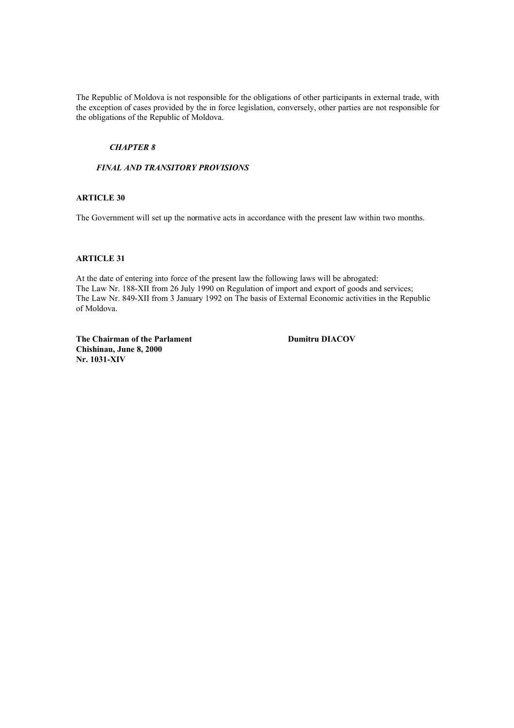The Republic of Moldova is not responsible for the obligations of other participants in external trade, with the exception of cases provided by the in force legislation, conversely, other parties are not responsible for the obligations of the Republic of Moldova.

## *CHAPTER 8*

## *FINAL AND TRANSITORY PROVISIONS*

### ARTICLE 30

The Government will set up the normative acts in accordance with the present law within two months.

### ARTICLE 31

At the date of entering into force of the present law the following laws will be abrogated:
The Law Nr. 188-XII from 26 July 1990 on Regulation of import and export of goods and services;
The Law Nr. 849-XII from 3 January 1992 on The basis of External Economic activities in the Republic of Moldova.

**The Chairman of the Parlament** **Dumitru DIACOV**
**Chishinau, June 8, 2000**
**Nr. 1031-XIV**